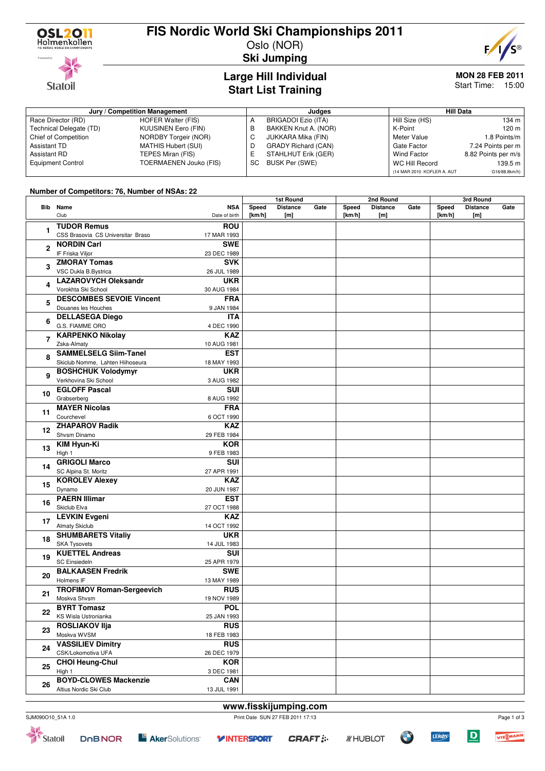# FIS Nordic World Ski Championships 2011

Oslo (NOR)

**Ski Jumping**

## Large Hill Individual
## Start List Training

**MON 28 FEB 2011**
Start Time: 15:00

| Jury / Competition Management | | Judges | | Hill Data | |
|---|---|---|---|---|---|
| Race Director (RD) | HOFER Walter (FIS) | A | BRIGADOI Ezio (ITA) | Hill Size (HS) | 134 m |
| Technical Delegate (TD) | KUUSINEN Eero (FIN) | B | BAKKEN Knut A. (NOR) | K-Point | 120 m |
| Chief of Competition | NORDBY Torgeir (NOR) | C | JUKKARA Mika (FIN) | Meter Value | 1.8 Points/m |
| Assistant TD | MATHIS Hubert (SUI) | D | GRADY Richard (CAN) | Gate Factor | 7.24 Points per m |
| Assistant RD | TEPES Miran (FIS) | E | STAHLHUT Erik (GER) | Wind Factor | 8.82 Points per m/s |
| Equipment Control | TOERMAENEN Jouko (FIS) | SC | BUSK Per (SWE) | WC Hill Record | 139.5 m |
| | | | | (14 MAR 2010 KOFLER A. AUT | G16/88.8km/h) |

**Number of Competitors: 76, Number of NSAs: 22**

| Bib | Name / Club | NSA / Date of birth | 1st Round Speed [km/h] | 1st Round Distance [m] | 1st Round Gate | 2nd Round Speed [km/h] | 2nd Round Distance [m] | 2nd Round Gate | 3rd Round Speed [km/h] | 3rd Round Distance [m] | 3rd Round Gate |
|---|---|---|---|---|---|---|---|---|---|---|---|
| 1 | **TUDOR Remus** CSS Brasovia CS Universitar Braso | **ROU** 17 MAR 1993 | | | | | | | | | |
| 2 | **NORDIN Carl** IF Friska Viljor | **SWE** 23 DEC 1989 | | | | | | | | | |
| 3 | **ZMORAY Tomas** VSC Dukla B.Bystrica | **SVK** 26 JUL 1989 | | | | | | | | | |
| 4 | **LAZAROVYCH Oleksandr** Vorokhta Ski School | **UKR** 30 AUG 1984 | | | | | | | | | |
| 5 | **DESCOMBES SEVOIE Vincent** Douanes les Houches | **FRA** 9 JAN 1984 | | | | | | | | | |
| 6 | **DELLASEGA Diego** G.S. FIAMME ORO | **ITA** 4 DEC 1990 | | | | | | | | | |
| 7 | **KARPENKO Nikolay** Zska-Almaty | **KAZ** 10 AUG 1981 | | | | | | | | | |
| 8 | **SAMMELSELG Siim-Tanel** Skiclub Nomme, Lahten Hiihoseura | **EST** 18 MAY 1993 | | | | | | | | | |
| 9 | **BOSHCHUK Volodymyr** Verkhovina Ski School | **UKR** 3 AUG 1982 | | | | | | | | | |
| 10 | **EGLOFF Pascal** Grabserberg | **SUI** 8 AUG 1992 | | | | | | | | | |
| 11 | **MAYER Nicolas** Courchevel | **FRA** 6 OCT 1990 | | | | | | | | | |
| 12 | **ZHAPAROV Radik** Shvsm Dinamo | **KAZ** 29 FEB 1984 | | | | | | | | | |
| 13 | **KIM Hyun-Ki** High 1 | **KOR** 9 FEB 1983 | | | | | | | | | |
| 14 | **GRIGOLI Marco** SC Alpina St. Moritz | **SUI** 27 APR 1991 | | | | | | | | | |
| 15 | **KOROLEV Alexey** Dynamo | **KAZ** 20 JUN 1987 | | | | | | | | | |
| 16 | **PAERN Illimar** Skiclub Elva | **EST** 27 OCT 1988 | | | | | | | | | |
| 17 | **LEVKIN Evgeni** Almaty Skiclub | **KAZ** 14 OCT 1992 | | | | | | | | | |
| 18 | **SHUMBARETS Vitaliy** SKA Tysovets | **UKR** 14 JUL 1983 | | | | | | | | | |
| 19 | **KUETTEL Andreas** SC Einsiedeln | **SUI** 25 APR 1979 | | | | | | | | | |
| 20 | **BALKAASEN Fredrik** Holmens IF | **SWE** 13 MAY 1989 | | | | | | | | | |
| 21 | **TROFIMOV Roman-Sergeevich** Moskva Shvsm | **RUS** 19 NOV 1989 | | | | | | | | | |
| 22 | **BYRT Tomasz** KS Wisla Ustronianka | **POL** 25 JAN 1993 | | | | | | | | | |
| 23 | **ROSLIAKOV Ilja** Moskva WVSM | **RUS** 18 FEB 1983 | | | | | | | | | |
| 24 | **VASSILIEV Dimitry** CSK/Lokomotiva UFA | **RUS** 26 DEC 1979 | | | | | | | | | |
| 25 | **CHOI Heung-Chul** High 1 | **KOR** 3 DEC 1981 | | | | | | | | | |
| 26 | **BOYD-CLOWES Mackenzie** Altius Nordic Ski Club | **CAN** 13 JUL 1991 | | | | | | | | | |

www.fisskijumping.com

SJM090O10_51A 1.0 — Print Date SUN 27 FEB 2011 17:13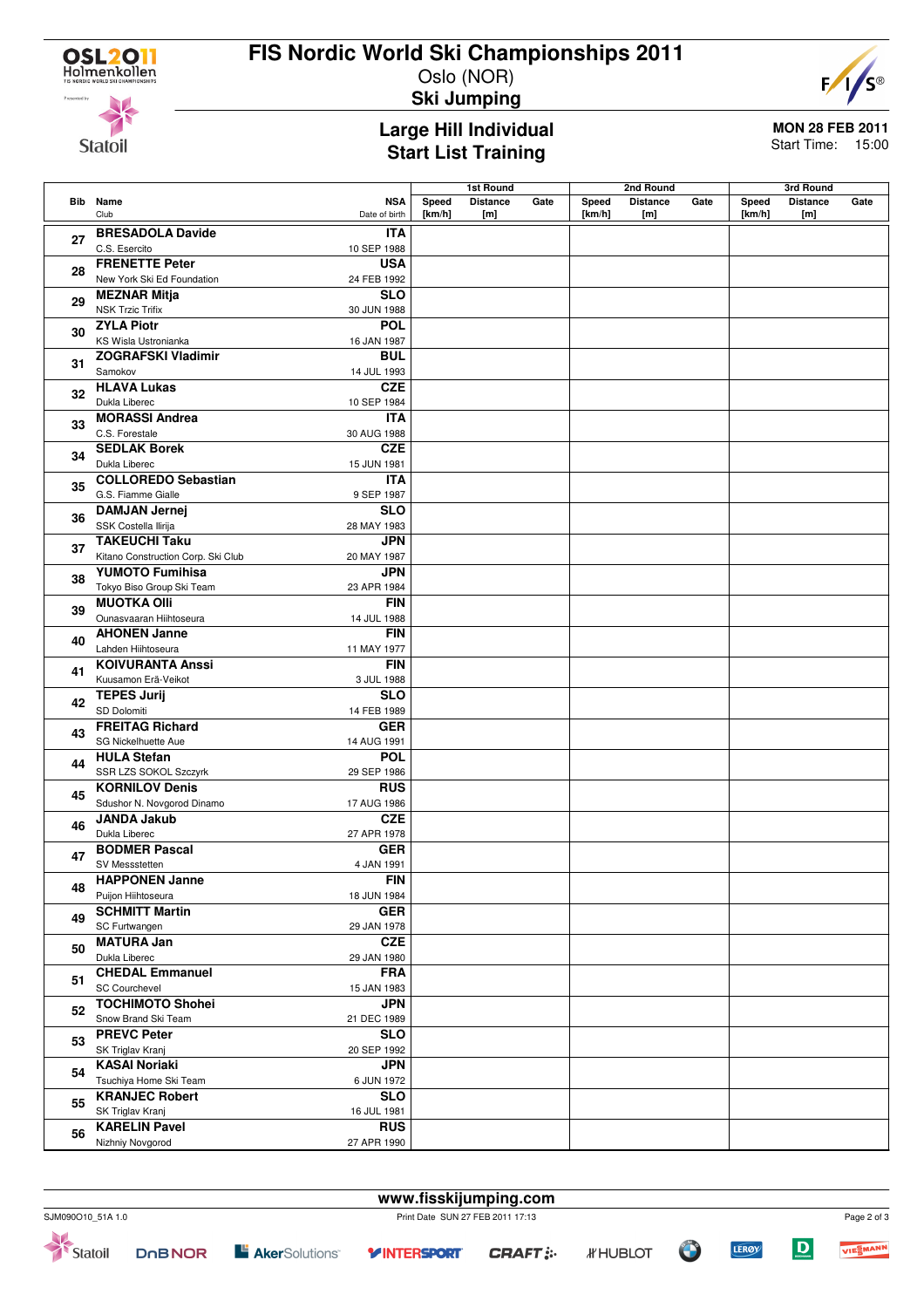# FIS Nordic World Ski Championships 2011

Oslo (NOR)

## Ski Jumping

### Large Hill Individual
### Start List Training

**MON 28 FEB 2011**
Start Time: 15:00

| Bib | Name / Club | NSA / Date of birth | 1st Round Speed [km/h] | 1st Round Distance [m] | 1st Round Gate | 2nd Round Speed [km/h] | 2nd Round Distance [m] | 2nd Round Gate | 3rd Round Speed [km/h] | 3rd Round Distance [m] | 3rd Round Gate |
|---|---|---|---|---|---|---|---|---|---|---|---|
| 27 | **BRESADOLA Davide** C.S. Esercito | **ITA** 10 SEP 1988 | | | | | | | | | |
| 28 | **FRENETTE Peter** New York Ski Ed Foundation | **USA** 24 FEB 1992 | | | | | | | | | |
| 29 | **MEZNAR Mitja** NSK Trzic Trifix | **SLO** 30 JUN 1988 | | | | | | | | | |
| 30 | **ZYLA Piotr** KS Wisla Ustronianka | **POL** 16 JAN 1987 | | | | | | | | | |
| 31 | **ZOGRAFSKI Vladimir** Samokov | **BUL** 14 JUL 1993 | | | | | | | | | |
| 32 | **HLAVA Lukas** Dukla Liberec | **CZE** 10 SEP 1984 | | | | | | | | | |
| 33 | **MORASSI Andrea** C.S. Forestale | **ITA** 30 AUG 1988 | | | | | | | | | |
| 34 | **SEDLAK Borek** Dukla Liberec | **CZE** 15 JUN 1981 | | | | | | | | | |
| 35 | **COLLOREDO Sebastian** G.S. Fiamme Gialle | **ITA** 9 SEP 1987 | | | | | | | | | |
| 36 | **DAMJAN Jernej** SSK Costella Ilirija | **SLO** 28 MAY 1983 | | | | | | | | | |
| 37 | **TAKEUCHI Taku** Kitano Construction Corp. Ski Club | **JPN** 20 MAY 1987 | | | | | | | | | |
| 38 | **YUMOTO Fumihisa** Tokyo Biso Group Ski Team | **JPN** 23 APR 1984 | | | | | | | | | |
| 39 | **MUOTKA Olli** Ounasvaaran Hiihtoseura | **FIN** 14 JUL 1988 | | | | | | | | | |
| 40 | **AHONEN Janne** Lahden Hiihtoseura | **FIN** 11 MAY 1977 | | | | | | | | | |
| 41 | **KOIVURANTA Anssi** Kuusamon Erä-Veikot | **FIN** 3 JUL 1988 | | | | | | | | | |
| 42 | **TEPES Jurij** SD Dolomiti | **SLO** 14 FEB 1989 | | | | | | | | | |
| 43 | **FREITAG Richard** SG Nickelhuette Aue | **GER** 14 AUG 1991 | | | | | | | | | |
| 44 | **HULA Stefan** SSR LZS SOKOL Szczyrk | **POL** 29 SEP 1986 | | | | | | | | | |
| 45 | **KORNILOV Denis** Sdushor N. Novgorod Dinamo | **RUS** 17 AUG 1986 | | | | | | | | | |
| 46 | **JANDA Jakub** Dukla Liberec | **CZE** 27 APR 1978 | | | | | | | | | |
| 47 | **BODMER Pascal** SV Messstetten | **GER** 4 JAN 1991 | | | | | | | | | |
| 48 | **HAPPONEN Janne** Puijon Hiihtoseura | **FIN** 18 JUN 1984 | | | | | | | | | |
| 49 | **SCHMITT Martin** SC Furtwangen | **GER** 29 JAN 1978 | | | | | | | | | |
| 50 | **MATURA Jan** Dukla Liberec | **CZE** 29 JAN 1980 | | | | | | | | | |
| 51 | **CHEDAL Emmanuel** SC Courchevel | **FRA** 15 JAN 1983 | | | | | | | | | |
| 52 | **TOCHIMOTO Shohei** Snow Brand Ski Team | **JPN** 21 DEC 1989 | | | | | | | | | |
| 53 | **PREVC Peter** SK Triglav Kranj | **SLO** 20 SEP 1992 | | | | | | | | | |
| 54 | **KASAI Noriaki** Tsuchiya Home Ski Team | **JPN** 6 JUN 1972 | | | | | | | | | |
| 55 | **KRANJEC Robert** SK Triglav Kranj | **SLO** 16 JUL 1981 | | | | | | | | | |
| 56 | **KARELIN Pavel** Nizhniy Novgorod | **RUS** 27 APR 1990 | | | | | | | | | |

www.fisskijumping.com

SJM090O10_51A 1.0 Print Date SUN 27 FEB 2011 17:13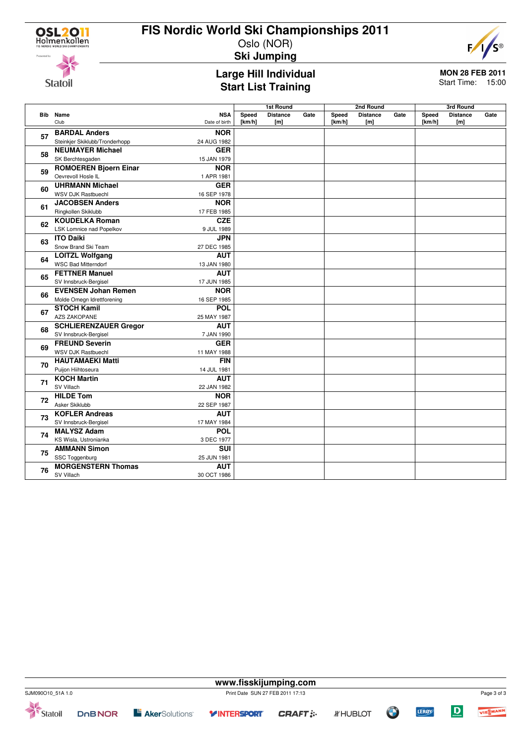# FIS Nordic World Ski Championships 2011

Oslo (NOR)

**Ski Jumping**

## Large Hill Individual
## Start List Training

**MON 28 FEB 2011**
Start Time: 15:00

| Bib | Name / Club | NSA / Date of birth | 1st Round Speed [km/h] | 1st Round Distance [m] | 1st Round Gate | 2nd Round Speed [km/h] | 2nd Round Distance [m] | 2nd Round Gate | 3rd Round Speed [km/h] | 3rd Round Distance [m] | 3rd Round Gate |
|---|---|---|---|---|---|---|---|---|---|---|---|
| 57 | **BARDAL Anders** Steinkjer Skiklubb/Tronderhopp | **NOR** 24 AUG 1982 | | | | | | | | | |
| 58 | **NEUMAYER Michael** SK Berchtesgaden | **GER** 15 JAN 1979 | | | | | | | | | |
| 59 | **ROMOEREN Bjoern Einar** Oevrevoll Hosle IL | **NOR** 1 APR 1981 | | | | | | | | | |
| 60 | **UHRMANN Michael** WSV DJK Rastbuechl | **GER** 16 SEP 1978 | | | | | | | | | |
| 61 | **JACOBSEN Anders** Ringkollen Skiklubb | **NOR** 17 FEB 1985 | | | | | | | | | |
| 62 | **KOUDELKA Roman** LSK Lomnice nad Popelkov | **CZE** 9 JUL 1989 | | | | | | | | | |
| 63 | **ITO Daiki** Snow Brand Ski Team | **JPN** 27 DEC 1985 | | | | | | | | | |
| 64 | **LOITZL Wolfgang** WSC Bad Mitterndorf | **AUT** 13 JAN 1980 | | | | | | | | | |
| 65 | **FETTNER Manuel** SV Innsbruck-Bergisel | **AUT** 17 JUN 1985 | | | | | | | | | |
| 66 | **EVENSEN Johan Remen** Molde Omegn Idrettforening | **NOR** 16 SEP 1985 | | | | | | | | | |
| 67 | **STOCH Kamil** AZS ZAKOPANE | **POL** 25 MAY 1987 | | | | | | | | | |
| 68 | **SCHLIERENZAUER Gregor** SV Innsbruck-Bergisel | **AUT** 7 JAN 1990 | | | | | | | | | |
| 69 | **FREUND Severin** WSV DJK Rastbuechl | **GER** 11 MAY 1988 | | | | | | | | | |
| 70 | **HAUTAMAEKI Matti** Puijon Hiihtoseura | **FIN** 14 JUL 1981 | | | | | | | | | |
| 71 | **KOCH Martin** SV Villach | **AUT** 22 JAN 1982 | | | | | | | | | |
| 72 | **HILDE Tom** Asker Skiklubb | **NOR** 22 SEP 1987 | | | | | | | | | |
| 73 | **KOFLER Andreas** SV Innsbruck-Bergisel | **AUT** 17 MAY 1984 | | | | | | | | | |
| 74 | **MALYSZ Adam** KS Wisla, Ustronianka | **POL** 3 DEC 1977 | | | | | | | | | |
| 75 | **AMMANN Simon** SSC Toggenburg | **SUI** 25 JUN 1981 | | | | | | | | | |
| 76 | **MORGENSTERN Thomas** SV Villach | **AUT** 30 OCT 1986 | | | | | | | | | |

www.fisskijumping.com

SJM090O10_51A 1.0 Print Date SUN 27 FEB 2011 17:13